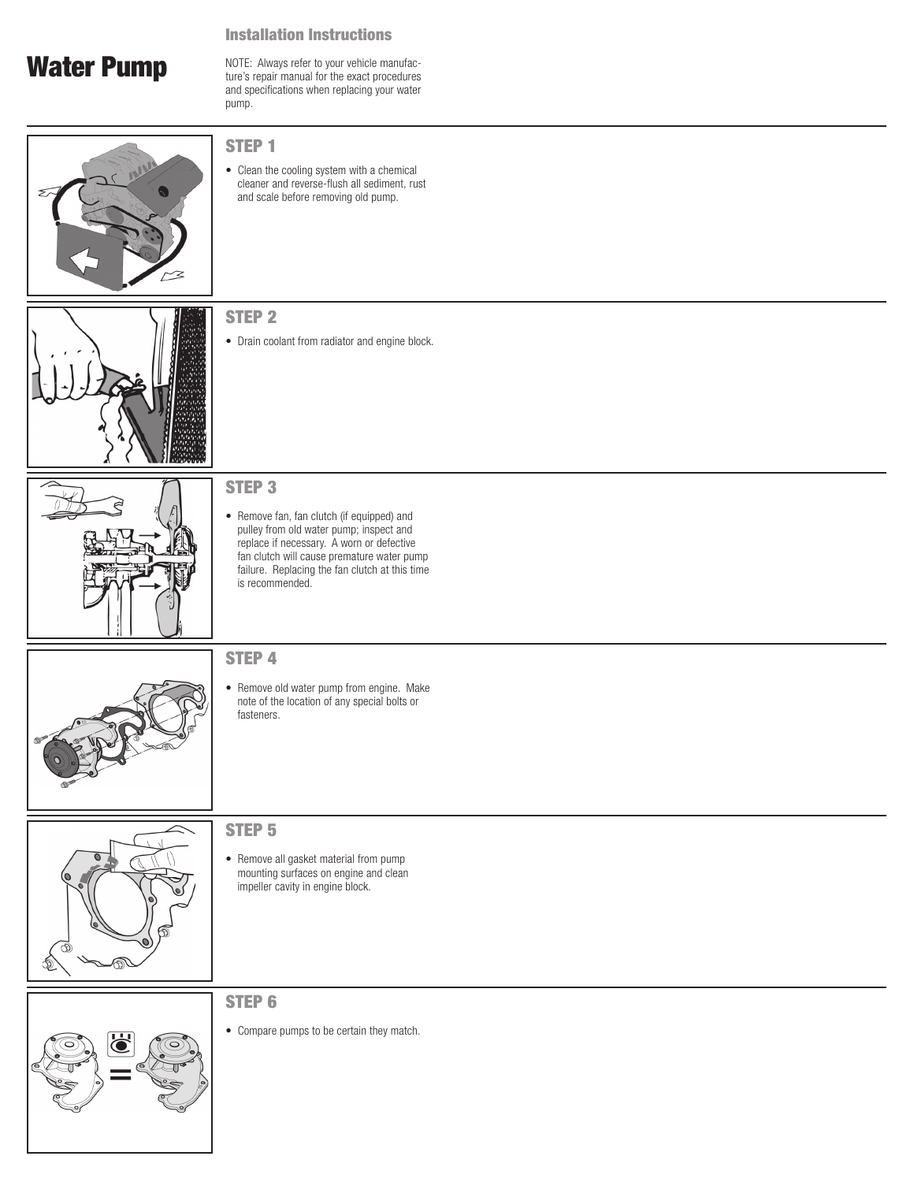# Water Pump

## Installation Instructions

NOTE: Always refer to your vehicle manufacture's repair manual for the exact procedures and specifications when replacing your water pump.

### STEP 1

- Clean the cooling system with a chemical cleaner and reverse-flush all sediment, rust and scale before removing old pump.

### STEP 2

- Drain coolant from radiator and engine block.

### STEP 3

- Remove fan, fan clutch (if equipped) and pulley from old water pump; inspect and replace if necessary. A worn or defective fan clutch will cause premature water pump failure. Replacing the fan clutch at this time is recommended.

### STEP 4

- Remove old water pump from engine. Make note of the location of any special bolts or fasteners.

### STEP 5

- Remove all gasket material from pump mounting surfaces on engine and clean impeller cavity in engine block.

### STEP 6

- Compare pumps to be certain they match.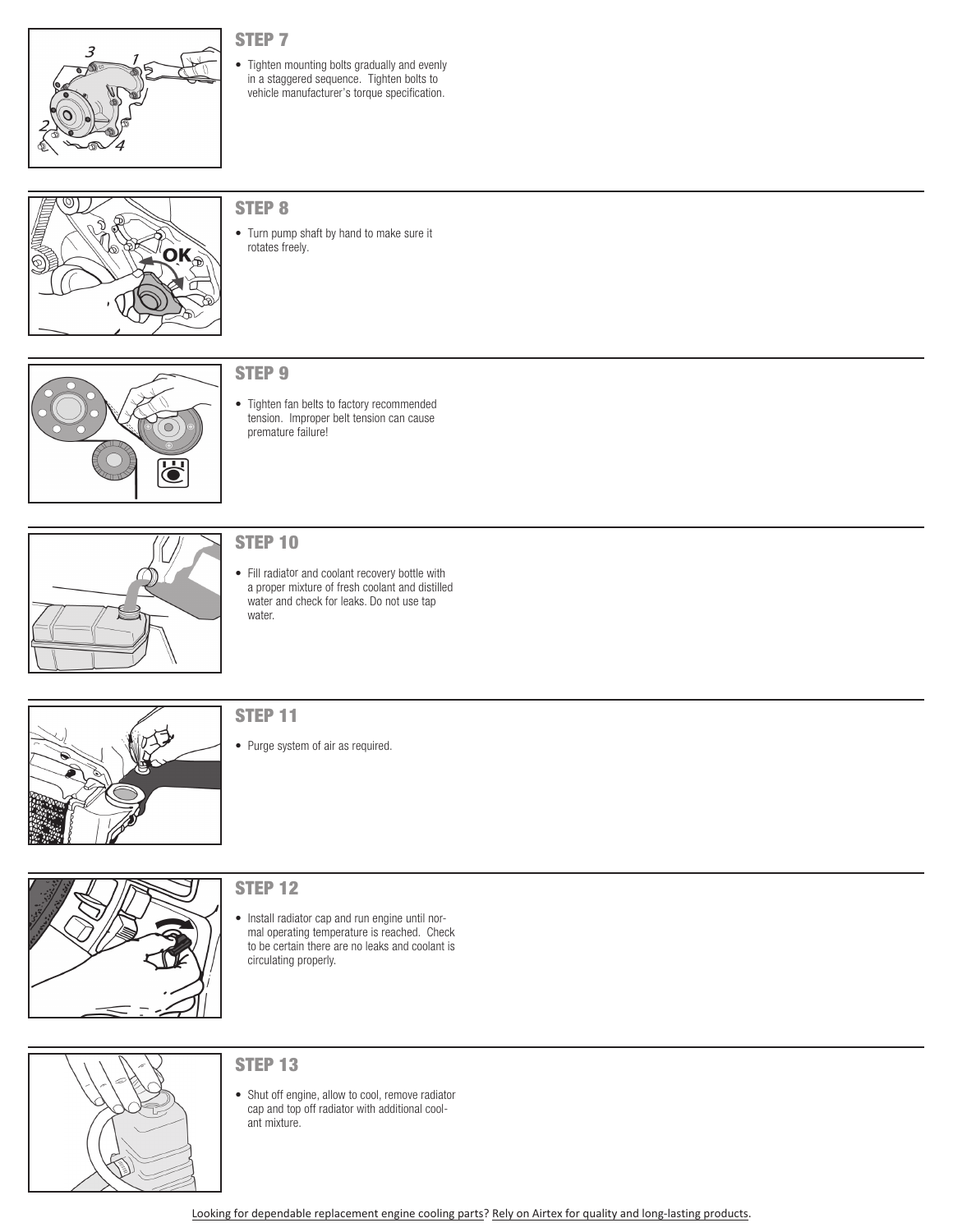## STEP 7

- Tighten mounting bolts gradually and evenly in a staggered sequence. Tighten bolts to vehicle manufacturer's torque specification.

## STEP 8

- Turn pump shaft by hand to make sure it rotates freely.

## STEP 9

- Tighten fan belts to factory recommended tension. Improper belt tension can cause premature failure!

## STEP 10

- Fill radiator and coolant recovery bottle with a proper mixture of fresh coolant and distilled water and check for leaks. Do not use tap water.

## STEP 11

- Purge system of air as required.

## STEP 12

- Install radiator cap and run engine until normal operating temperature is reached. Check to be certain there are no leaks and coolant is circulating properly.

## STEP 13

- Shut off engine, allow to cool, remove radiator cap and top off radiator with additional coolant mixture.

Looking for dependable replacement engine cooling parts? Rely on Airtex for quality and long-lasting products.